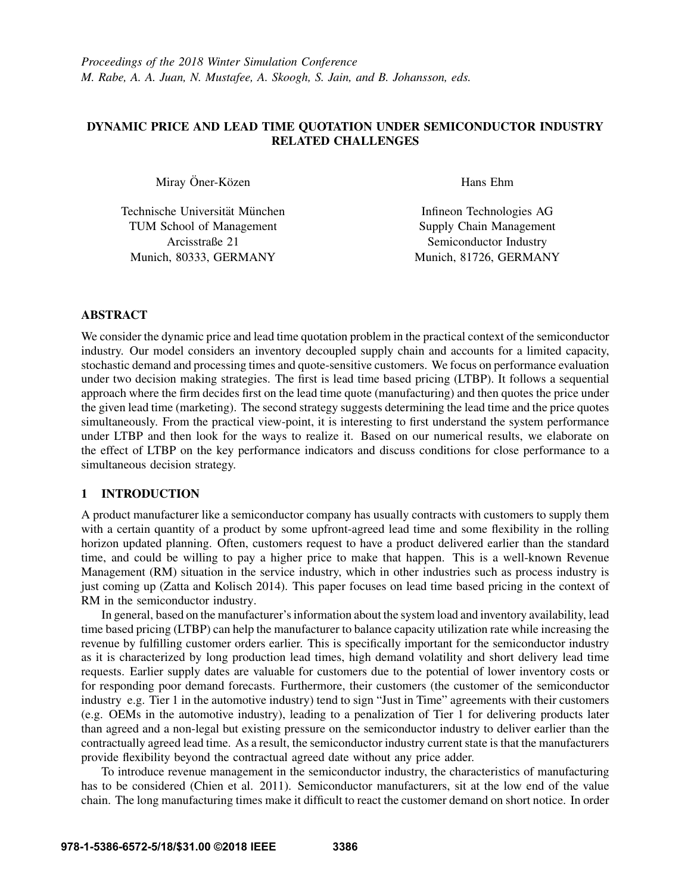*Proceedings of the 2018 Winter Simulation Conference*
*M. Rabe, A. A. Juan, N. Mustafee, A. Skoogh, S. Jain, and B. Johansson, eds.*

# DYNAMIC PRICE AND LEAD TIME QUOTATION UNDER SEMICONDUCTOR INDUSTRY RELATED CHALLENGES

Miray Öner-Közen

Technische Universität München
TUM School of Management
Arcisstraße 21
Munich, 80333, GERMANY

Hans Ehm

Infineon Technologies AG
Supply Chain Management
Semiconductor Industry
Munich, 81726, GERMANY

## ABSTRACT

We consider the dynamic price and lead time quotation problem in the practical context of the semiconductor industry. Our model considers an inventory decoupled supply chain and accounts for a limited capacity, stochastic demand and processing times and quote-sensitive customers. We focus on performance evaluation under two decision making strategies. The first is lead time based pricing (LTBP). It follows a sequential approach where the firm decides first on the lead time quote (manufacturing) and then quotes the price under the given lead time (marketing). The second strategy suggests determining the lead time and the price quotes simultaneously. From the practical view-point, it is interesting to first understand the system performance under LTBP and then look for the ways to realize it. Based on our numerical results, we elaborate on the effect of LTBP on the key performance indicators and discuss conditions for close performance to a simultaneous decision strategy.

## 1 INTRODUCTION

A product manufacturer like a semiconductor company has usually contracts with customers to supply them with a certain quantity of a product by some upfront-agreed lead time and some flexibility in the rolling horizon updated planning. Often, customers request to have a product delivered earlier than the standard time, and could be willing to pay a higher price to make that happen. This is a well-known Revenue Management (RM) situation in the service industry, which in other industries such as process industry is just coming up (Zatta and Kolisch 2014). This paper focuses on lead time based pricing in the context of RM in the semiconductor industry.

In general, based on the manufacturer's information about the system load and inventory availability, lead time based pricing (LTBP) can help the manufacturer to balance capacity utilization rate while increasing the revenue by fulfilling customer orders earlier. This is specifically important for the semiconductor industry as it is characterized by long production lead times, high demand volatility and short delivery lead time requests. Earlier supply dates are valuable for customers due to the potential of lower inventory costs or for responding poor demand forecasts. Furthermore, their customers (the customer of the semiconductor industry e.g. Tier 1 in the automotive industry) tend to sign "Just in Time" agreements with their customers (e.g. OEMs in the automotive industry), leading to a penalization of Tier 1 for delivering products later than agreed and a non-legal but existing pressure on the semiconductor industry to deliver earlier than the contractually agreed lead time. As a result, the semiconductor industry current state is that the manufacturers provide flexibility beyond the contractual agreed date without any price adder.

To introduce revenue management in the semiconductor industry, the characteristics of manufacturing has to be considered (Chien et al. 2011). Semiconductor manufacturers, sit at the low end of the value chain. The long manufacturing times make it difficult to react the customer demand on short notice. In order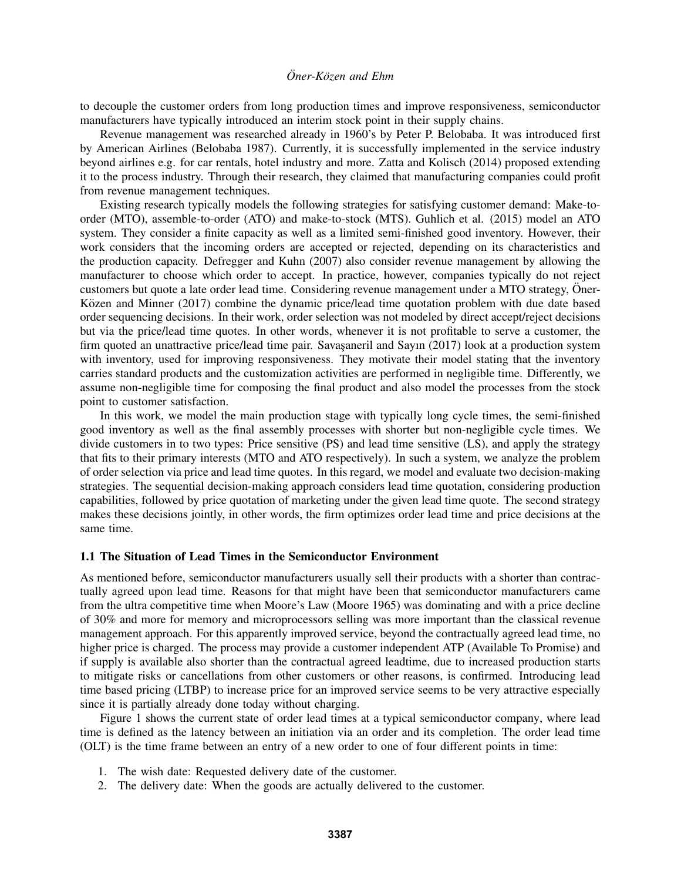to decouple the customer orders from long production times and improve responsiveness, semiconductor manufacturers have typically introduced an interim stock point in their supply chains.

Revenue management was researched already in 1960's by Peter P. Belobaba. It was introduced first by American Airlines (Belobaba 1987). Currently, it is successfully implemented in the service industry beyond airlines e.g. for car rentals, hotel industry and more. Zatta and Kolisch (2014) proposed extending it to the process industry. Through their research, they claimed that manufacturing companies could profit from revenue management techniques.

Existing research typically models the following strategies for satisfying customer demand: Make-to-order (MTO), assemble-to-order (ATO) and make-to-stock (MTS). Guhlich et al. (2015) model an ATO system. They consider a finite capacity as well as a limited semi-finished good inventory. However, their work considers that the incoming orders are accepted or rejected, depending on its characteristics and the production capacity. Defregger and Kuhn (2007) also consider revenue management by allowing the manufacturer to choose which order to accept. In practice, however, companies typically do not reject customers but quote a late order lead time. Considering revenue management under a MTO strategy, Öner-Közen and Minner (2017) combine the dynamic price/lead time quotation problem with due date based order sequencing decisions. In their work, order selection was not modeled by direct accept/reject decisions but via the price/lead time quotes. In other words, whenever it is not profitable to serve a customer, the firm quoted an unattractive price/lead time pair. Savaşaneril and Sayın (2017) look at a production system with inventory, used for improving responsiveness. They motivate their model stating that the inventory carries standard products and the customization activities are performed in negligible time. Differently, we assume non-negligible time for composing the final product and also model the processes from the stock point to customer satisfaction.

In this work, we model the main production stage with typically long cycle times, the semi-finished good inventory as well as the final assembly processes with shorter but non-negligible cycle times. We divide customers in to two types: Price sensitive (PS) and lead time sensitive (LS), and apply the strategy that fits to their primary interests (MTO and ATO respectively). In such a system, we analyze the problem of order selection via price and lead time quotes. In this regard, we model and evaluate two decision-making strategies. The sequential decision-making approach considers lead time quotation, considering production capabilities, followed by price quotation of marketing under the given lead time quote. The second strategy makes these decisions jointly, in other words, the firm optimizes order lead time and price decisions at the same time.

### 1.1 The Situation of Lead Times in the Semiconductor Environment

As mentioned before, semiconductor manufacturers usually sell their products with a shorter than contractually agreed upon lead time. Reasons for that might have been that semiconductor manufacturers came from the ultra competitive time when Moore's Law (Moore 1965) was dominating and with a price decline of 30% and more for memory and microprocessors selling was more important than the classical revenue management approach. For this apparently improved service, beyond the contractually agreed lead time, no higher price is charged. The process may provide a customer independent ATP (Available To Promise) and if supply is available also shorter than the contractual agreed leadtime, due to increased production starts to mitigate risks or cancellations from other customers or other reasons, is confirmed. Introducing lead time based pricing (LTBP) to increase price for an improved service seems to be very attractive especially since it is partially already done today without charging.

Figure 1 shows the current state of order lead times at a typical semiconductor company, where lead time is defined as the latency between an initiation via an order and its completion. The order lead time (OLT) is the time frame between an entry of a new order to one of four different points in time:

1. The wish date: Requested delivery date of the customer.
2. The delivery date: When the goods are actually delivered to the customer.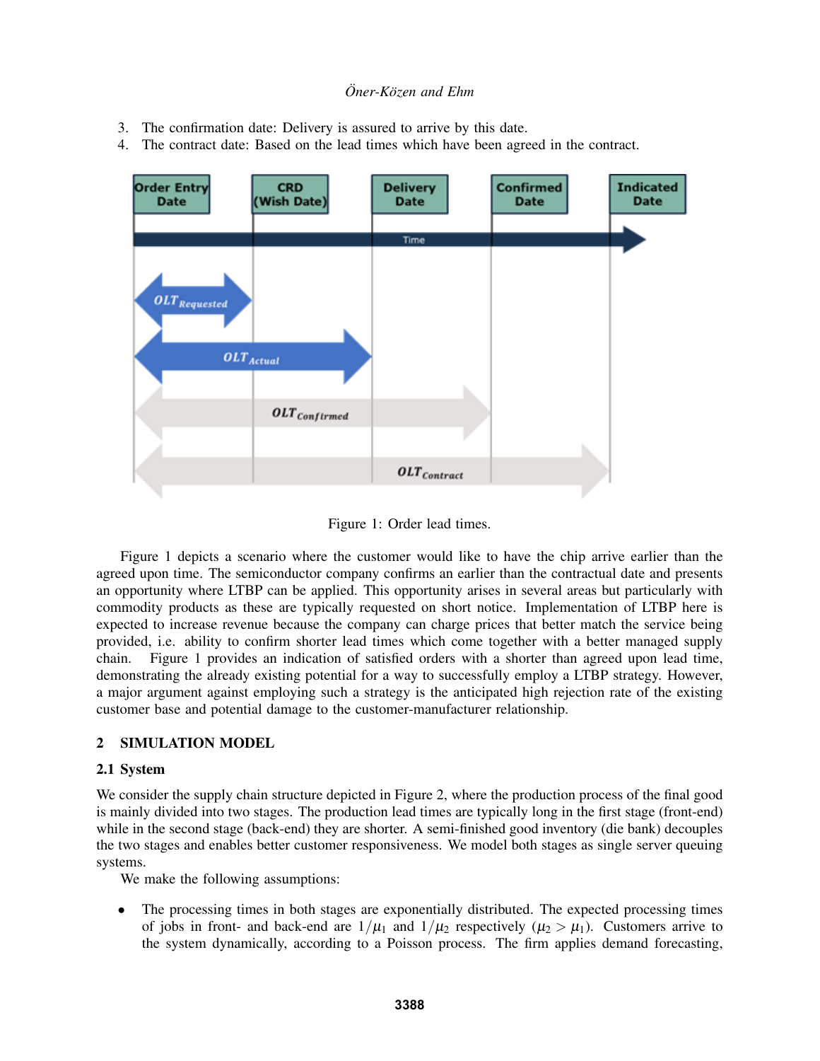3. The confirmation date: Delivery is assured to arrive by this date.
4. The contract date: Based on the lead times which have been agreed in the contract.

Order Entry Date
CRD (Wish Date)
Delivery Date
Confirmed Date
Indicated Date
Time
$OLT_{Requested}$
$OLT_{Actual}$
$OLT_{Confirmed}$
$OLT_{Contract}$

Figure 1: Order lead times.

Figure 1 depicts a scenario where the customer would like to have the chip arrive earlier than the agreed upon time. The semiconductor company confirms an earlier than the contractual date and presents an opportunity where LTBP can be applied. This opportunity arises in several areas but particularly with commodity products as these are typically requested on short notice. Implementation of LTBP here is expected to increase revenue because the company can charge prices that better match the service being provided, i.e. ability to confirm shorter lead times which come together with a better managed supply chain. Figure 1 provides an indication of satisfied orders with a shorter than agreed upon lead time, demonstrating the already existing potential for a way to successfully employ a LTBP strategy. However, a major argument against employing such a strategy is the anticipated high rejection rate of the existing customer base and potential damage to the customer-manufacturer relationship.

## 2 SIMULATION MODEL

### 2.1 System

We consider the supply chain structure depicted in Figure 2, where the production process of the final good is mainly divided into two stages. The production lead times are typically long in the first stage (front-end) while in the second stage (back-end) they are shorter. A semi-finished good inventory (die bank) decouples the two stages and enables better customer responsiveness. We model both stages as single server queuing systems.

We make the following assumptions:

- The processing times in both stages are exponentially distributed. The expected processing times of jobs in front- and back-end are $1/\mu_1$ and $1/\mu_2$ respectively ($\mu_2 > \mu_1$). Customers arrive to the system dynamically, according to a Poisson process. The firm applies demand forecasting,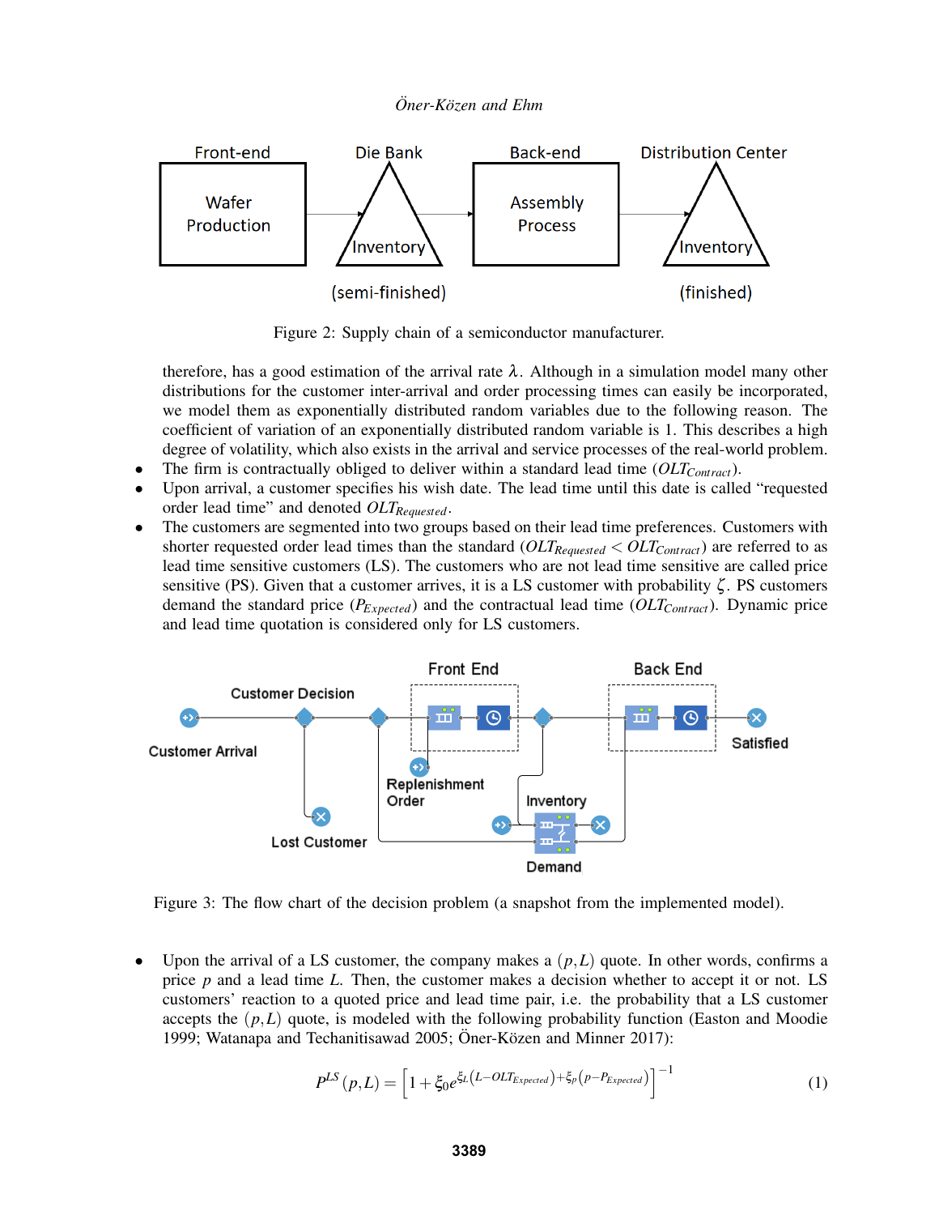Front-end

Wafer Production

Die Bank

Inventory

(semi-finished)

Back-end

Assembly Process

Distribution Center

Inventory

(finished)

Figure 2: Supply chain of a semiconductor manufacturer.

therefore, has a good estimation of the arrival rate $\lambda$. Although in a simulation model many other distributions for the customer inter-arrival and order processing times can easily be incorporated, we model them as exponentially distributed random variables due to the following reason. The coefficient of variation of an exponentially distributed random variable is 1. This describes a high degree of volatility, which also exists in the arrival and service processes of the real-world problem.

- The firm is contractually obliged to deliver within a standard lead time ($OLT_{Contract}$).
- Upon arrival, a customer specifies his wish date. The lead time until this date is called "requested order lead time" and denoted $OLT_{Requested}$.
- The customers are segmented into two groups based on their lead time preferences. Customers with shorter requested order lead times than the standard ($OLT_{Requested} < OLT_{Contract}$) are referred to as lead time sensitive customers (LS). The customers who are not lead time sensitive are called price sensitive (PS). Given that a customer arrives, it is a LS customer with probability $\zeta$. PS customers demand the standard price ($P_{Expected}$) and the contractual lead time ($OLT_{Contract}$). Dynamic price and lead time quotation is considered only for LS customers.

Customer Arrival

Customer Decision

Lost Customer

Front End

Replenishment Order

Inventory

Demand

Back End

Satisfied

Figure 3: The flow chart of the decision problem (a snapshot from the implemented model).

- Upon the arrival of a LS customer, the company makes a $(p,L)$ quote. In other words, confirms a price $p$ and a lead time $L$. Then, the customer makes a decision whether to accept it or not. LS customers' reaction to a quoted price and lead time pair, i.e. the probability that a LS customer accepts the $(p,L)$ quote, is modeled with the following probability function (Easton and Moodie 1999; Watanapa and Techanitisawad 2005; Öner-Közen and Minner 2017):

$$P^{LS}(p,L) = \left[1 + \xi_0 e^{\xi_L\left(L - OLT_{Expected}\right) + \xi_p\left(p - P_{Expected}\right)}\right]^{-1} \quad (1)$$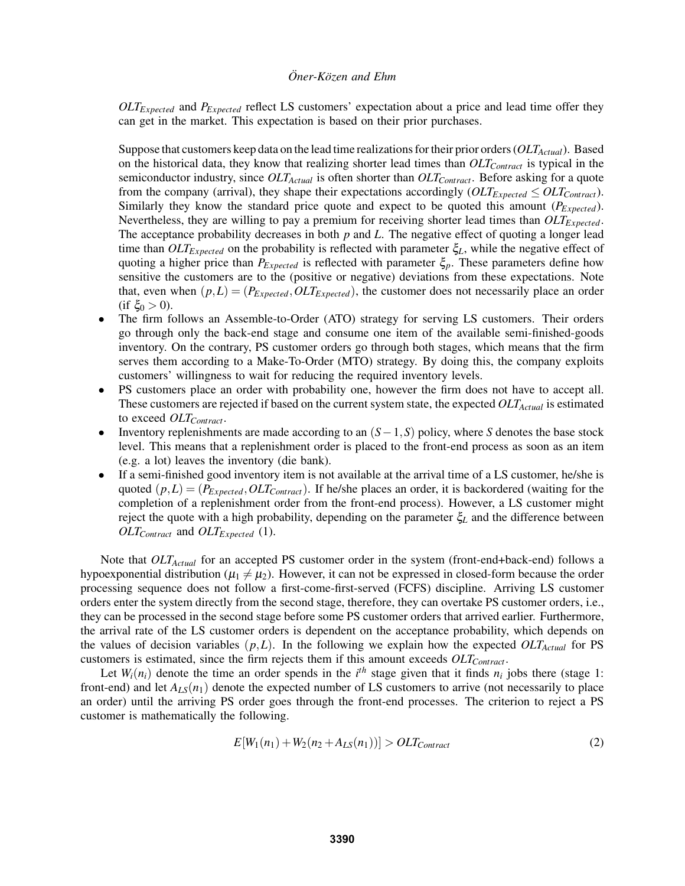$OLT_{Expected}$ and $P_{Expected}$ reflect LS customers' expectation about a price and lead time offer they can get in the market. This expectation is based on their prior purchases.

Suppose that customers keep data on the lead time realizations for their prior orders ($OLT_{Actual}$). Based on the historical data, they know that realizing shorter lead times than $OLT_{Contract}$ is typical in the semiconductor industry, since $OLT_{Actual}$ is often shorter than $OLT_{Contract}$. Before asking for a quote from the company (arrival), they shape their expectations accordingly ($OLT_{Expected} \leq OLT_{Contract}$). Similarly they know the standard price quote and expect to be quoted this amount ($P_{Expected}$). Nevertheless, they are willing to pay a premium for receiving shorter lead times than $OLT_{Expected}$. The acceptance probability decreases in both $p$ and $L$. The negative effect of quoting a longer lead time than $OLT_{Expected}$ on the probability is reflected with parameter $\xi_L$, while the negative effect of quoting a higher price than $P_{Expected}$ is reflected with parameter $\xi_p$. These parameters define how sensitive the customers are to the (positive or negative) deviations from these expectations. Note that, even when $(p,L) = (P_{Expected}, OLT_{Expected})$, the customer does not necessarily place an order (if $\xi_0 > 0$).

- The firm follows an Assemble-to-Order (ATO) strategy for serving LS customers. Their orders go through only the back-end stage and consume one item of the available semi-finished-goods inventory. On the contrary, PS customer orders go through both stages, which means that the firm serves them according to a Make-To-Order (MTO) strategy. By doing this, the company exploits customers' willingness to wait for reducing the required inventory levels.
- PS customers place an order with probability one, however the firm does not have to accept all. These customers are rejected if based on the current system state, the expected $OLT_{Actual}$ is estimated to exceed $OLT_{Contract}$.
- Inventory replenishments are made according to an $(S-1,S)$ policy, where $S$ denotes the base stock level. This means that a replenishment order is placed to the front-end process as soon as an item (e.g. a lot) leaves the inventory (die bank).
- If a semi-finished good inventory item is not available at the arrival time of a LS customer, he/she is quoted $(p,L) = (P_{Expected}, OLT_{Contract})$. If he/she places an order, it is backordered (waiting for the completion of a replenishment order from the front-end process). However, a LS customer might reject the quote with a high probability, depending on the parameter $\xi_L$ and the difference between $OLT_{Contract}$ and $OLT_{Expected}$ (1).

Note that $OLT_{Actual}$ for an accepted PS customer order in the system (front-end+back-end) follows a hypoexponential distribution ($\mu_1 \neq \mu_2$). However, it can not be expressed in closed-form because the order processing sequence does not follow a first-come-first-served (FCFS) discipline. Arriving LS customer orders enter the system directly from the second stage, therefore, they can overtake PS customer orders, i.e., they can be processed in the second stage before some PS customer orders that arrived earlier. Furthermore, the arrival rate of the LS customer orders is dependent on the acceptance probability, which depends on the values of decision variables $(p,L)$. In the following we explain how the expected $OLT_{Actual}$ for PS customers is estimated, since the firm rejects them if this amount exceeds $OLT_{Contract}$.

Let $W_i(n_i)$ denote the time an order spends in the $i^{th}$ stage given that it finds $n_i$ jobs there (stage 1: front-end) and let $A_{LS}(n_1)$ denote the expected number of LS customers to arrive (not necessarily to place an order) until the arriving PS order goes through the front-end processes. The criterion to reject a PS customer is mathematically the following.

$$E[W_1(n_1) + W_2(n_2 + A_{LS}(n_1))] > OLT_{Contract} \tag{2}$$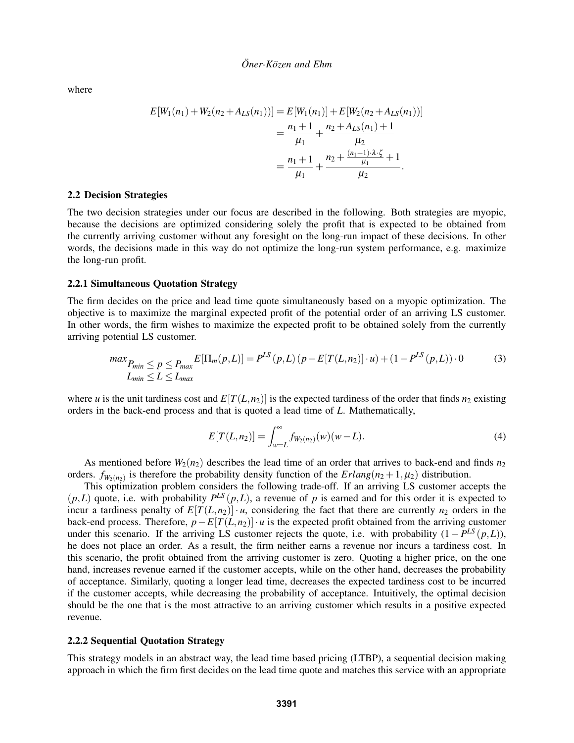where

$$
\begin{aligned}
E[W_1(n_1) + W_2(n_2 + A_{LS}(n_1))] &= E[W_1(n_1)] + E[W_2(n_2 + A_{LS}(n_1))] \\
&= \frac{n_1+1}{\mu_1} + \frac{n_2 + A_{LS}(n_1) + 1}{\mu_2} \\
&= \frac{n_1+1}{\mu_1} + \frac{n_2 + \frac{(n_1+1)\cdot\lambda\cdot\zeta}{\mu_1} + 1}{\mu_2}.
\end{aligned}
$$

### 2.2 Decision Strategies

The two decision strategies under our focus are described in the following. Both strategies are myopic, because the decisions are optimized considering solely the profit that is expected to be obtained from the currently arriving customer without any foresight on the long-run impact of these decisions. In other words, the decisions made in this way do not optimize the long-run system performance, e.g. maximize the long-run profit.

#### 2.2.1 Simultaneous Quotation Strategy

The firm decides on the price and lead time quote simultaneously based on a myopic optimization. The objective is to maximize the marginal expected profit of the potential order of an arriving LS customer. In other words, the firm wishes to maximize the expected profit to be obtained solely from the currently arriving potential LS customer.

$$
\max_{\substack{P_{min} \leq p \leq P_{max} \\ L_{min} \leq L \leq L_{max}}} E[\Pi_m(p,L)] = P^{LS}(p,L)\,(p - E[T(L,n_2)]\cdot u) + (1 - P^{LS}(p,L))\cdot 0 \tag{3}
$$

where $u$ is the unit tardiness cost and $E[T(L,n_2)]$ is the expected tardiness of the order that finds $n_2$ existing orders in the back-end process and that is quoted a lead time of $L$. Mathematically,

$$
E[T(L,n_2)] = \int_{w=L}^{\infty} f_{W_2(n_2)}(w)(w-L). \tag{4}
$$

As mentioned before $W_2(n_2)$ describes the lead time of an order that arrives to back-end and finds $n_2$ orders. $f_{W_2(n_2)}$ is therefore the probability density function of the $Erlang(n_2+1,\mu_2)$ distribution.

This optimization problem considers the following trade-off. If an arriving LS customer accepts the $(p,L)$ quote, i.e. with probability $P^{LS}(p,L)$, a revenue of $p$ is earned and for this order it is expected to incur a tardiness penalty of $E[T(L,n_2)]\cdot u$, considering the fact that there are currently $n_2$ orders in the back-end process. Therefore, $p - E[T(L,n_2)]\cdot u$ is the expected profit obtained from the arriving customer under this scenario. If the arriving LS customer rejects the quote, i.e. with probability $(1 - P^{LS}(p,L))$, he does not place an order. As a result, the firm neither earns a revenue nor incurs a tardiness cost. In this scenario, the profit obtained from the arriving customer is zero. Quoting a higher price, on the one hand, increases revenue earned if the customer accepts, while on the other hand, decreases the probability of acceptance. Similarly, quoting a longer lead time, decreases the expected tardiness cost to be incurred if the customer accepts, while decreasing the probability of acceptance. Intuitively, the optimal decision should be the one that is the most attractive to an arriving customer which results in a positive expected revenue.

#### 2.2.2 Sequential Quotation Strategy

This strategy models in an abstract way, the lead time based pricing (LTBP), a sequential decision making approach in which the firm first decides on the lead time quote and matches this service with an appropriate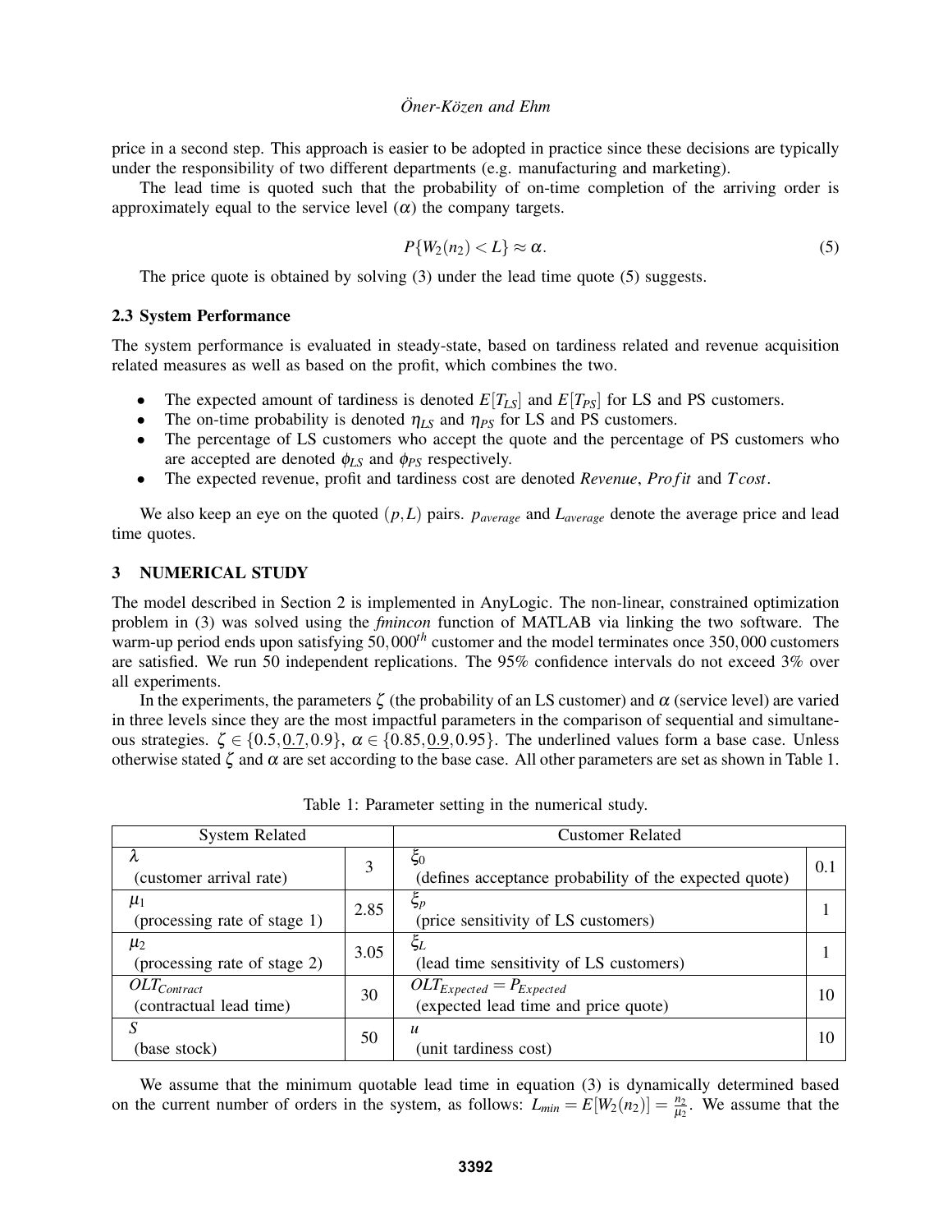price in a second step. This approach is easier to be adopted in practice since these decisions are typically under the responsibility of two different departments (e.g. manufacturing and marketing).

The lead time is quoted such that the probability of on-time completion of the arriving order is approximately equal to the service level ($\alpha$) the company targets.

$$P\{W_2(n_2) < L\} \approx \alpha. \tag{5}$$

The price quote is obtained by solving (3) under the lead time quote (5) suggests.

### 2.3 System Performance

The system performance is evaluated in steady-state, based on tardiness related and revenue acquisition related measures as well as based on the profit, which combines the two.

- The expected amount of tardiness is denoted $E[T_{LS}]$ and $E[T_{PS}]$ for LS and PS customers.
- The on-time probability is denoted $\eta_{LS}$ and $\eta_{PS}$ for LS and PS customers.
- The percentage of LS customers who accept the quote and the percentage of PS customers who are accepted are denoted $\phi_{LS}$ and $\phi_{PS}$ respectively.
- The expected revenue, profit and tardiness cost are denoted *Revenue*, *Profit* and *Tcost*.

We also keep an eye on the quoted $(p, L)$ pairs. $p_{average}$ and $L_{average}$ denote the average price and lead time quotes.

## 3 NUMERICAL STUDY

The model described in Section 2 is implemented in AnyLogic. The non-linear, constrained optimization problem in (3) was solved using the *fmincon* function of MATLAB via linking the two software. The warm-up period ends upon satisfying $50,000^{th}$ customer and the model terminates once 350,000 customers are satisfied. We run 50 independent replications. The 95% confidence intervals do not exceed 3% over all experiments.

In the experiments, the parameters $\zeta$ (the probability of an LS customer) and $\alpha$ (service level) are varied in three levels since they are the most impactful parameters in the comparison of sequential and simultaneous strategies. $\zeta \in \{0.5, \underline{0.7}, 0.9\}$, $\alpha \in \{0.85, \underline{0.9}, 0.95\}$. The underlined values form a base case. Unless otherwise stated $\zeta$ and $\alpha$ are set according to the base case. All other parameters are set as shown in Table 1.

Table 1: Parameter setting in the numerical study.

| System Related | | Customer Related | |
|---|---|---|---|
| $\lambda$ (customer arrival rate) | 3 | $\xi_0$ (defines acceptance probability of the expected quote) | 0.1 |
| $\mu_1$ (processing rate of stage 1) | 2.85 | $\xi_p$ (price sensitivity of LS customers) | 1 |
| $\mu_2$ (processing rate of stage 2) | 3.05 | $\xi_L$ (lead time sensitivity of LS customers) | 1 |
| $OLT_{Contract}$ (contractual lead time) | 30 | $OLT_{Expected} = P_{Expected}$ (expected lead time and price quote) | 10 |
| $S$ (base stock) | 50 | $u$ (unit tardiness cost) | 10 |

We assume that the minimum quotable lead time in equation (3) is dynamically determined based on the current number of orders in the system, as follows: $L_{min} = E[W_2(n_2)] = \frac{n_2}{\mu_2}$. We assume that the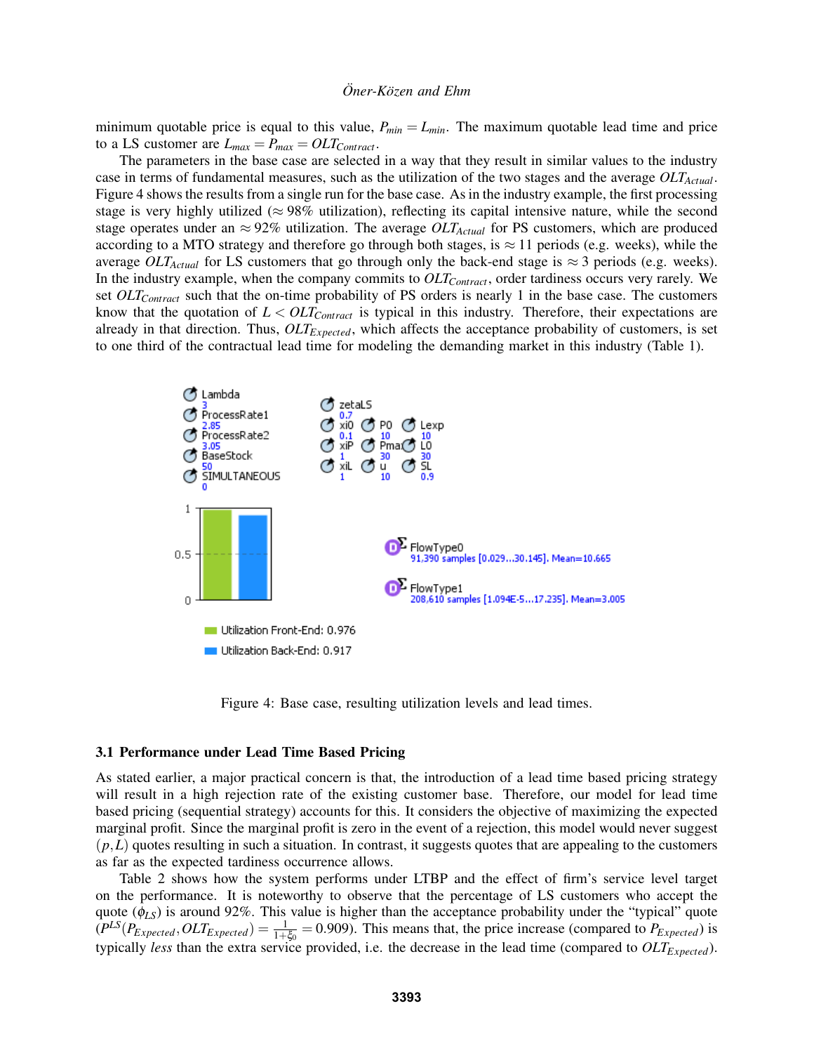minimum quotable price is equal to this value, $P_{min} = L_{min}$. The maximum quotable lead time and price to a LS customer are $L_{max} = P_{max} = OLT_{Contract}$.

The parameters in the base case are selected in a way that they result in similar values to the industry case in terms of fundamental measures, such as the utilization of the two stages and the average $OLT_{Actual}$. Figure 4 shows the results from a single run for the base case. As in the industry example, the first processing stage is very highly utilized ($\approx 98\%$ utilization), reflecting its capital intensive nature, while the second stage operates under an $\approx 92\%$ utilization. The average $OLT_{Actual}$ for PS customers, which are produced according to a MTO strategy and therefore go through both stages, is $\approx 11$ periods (e.g. weeks), while the average $OLT_{Actual}$ for LS customers that go through only the back-end stage is $\approx 3$ periods (e.g. weeks). In the industry example, when the company commits to $OLT_{Contract}$, order tardiness occurs very rarely. We set $OLT_{Contract}$ such that the on-time probability of PS orders is nearly 1 in the base case. The customers know that the quotation of $L < OLT_{Contract}$ is typical in this industry. Therefore, their expectations are already in that direction. Thus, $OLT_{Expected}$, which affects the acceptance probability of customers, is set to one third of the contractual lead time for modeling the demanding market in this industry (Table 1).

Lambda
3
ProcessRate1
2.85
ProcessRate2
3.05
BaseStock
50
SIMULTANEOUS
0

zetaLS
0.7
xi0
0.1
xiP
1
xiL
1
P0
10
Pmax
30
u
10
Lexp
10
L0
30
SL
0.9

1
0.5
0

FlowType0
91,390 samples [0.029...30.145]. Mean=10.665

FlowType1
208,610 samples [1.094E-5...17.235]. Mean=3.005

Utilization Front-End: 0.976
Utilization Back-End: 0.917

Figure 4: Base case, resulting utilization levels and lead times.

### 3.1 Performance under Lead Time Based Pricing

As stated earlier, a major practical concern is that, the introduction of a lead time based pricing strategy will result in a high rejection rate of the existing customer base. Therefore, our model for lead time based pricing (sequential strategy) accounts for this. It considers the objective of maximizing the expected marginal profit. Since the marginal profit is zero in the event of a rejection, this model would never suggest $(p, L)$ quotes resulting in such a situation. In contrast, it suggests quotes that are appealing to the customers as far as the expected tardiness occurrence allows.

Table 2 shows how the system performs under LTBP and the effect of firm's service level target on the performance. It is noteworthy to observe that the percentage of LS customers who accept the quote ($\phi_{LS}$) is around 92%. This value is higher than the acceptance probability under the "typical" quote ($P^{LS}(P_{Expected}, OLT_{Expected}) = \frac{1}{1+\xi_0} = 0.909$). This means that, the price increase (compared to $P_{Expected}$) is typically *less* than the extra service provided, i.e. the decrease in the lead time (compared to $OLT_{Expected}$).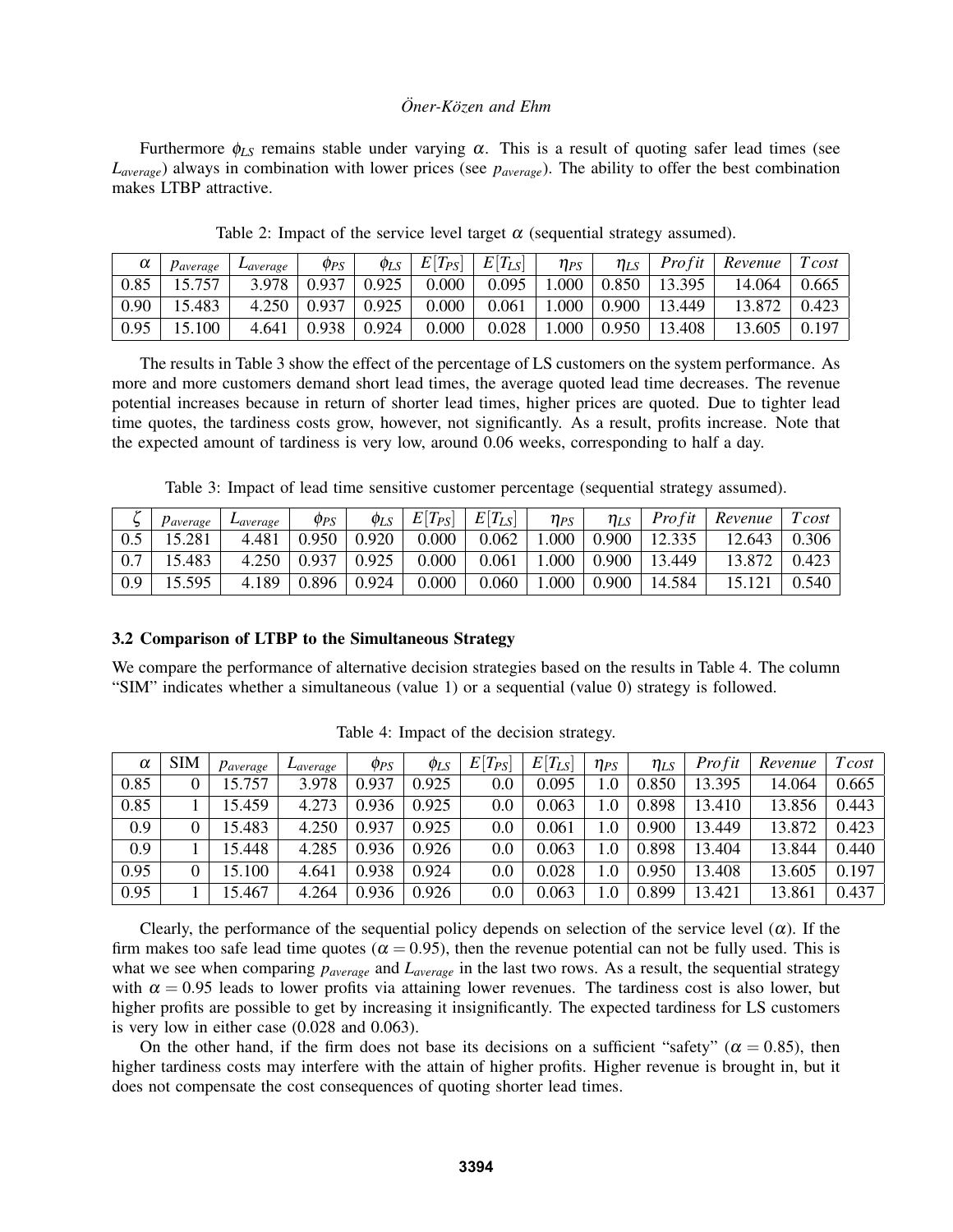Furthermore $\phi_{LS}$ remains stable under varying $\alpha$. This is a result of quoting safer lead times (see $L_{average}$) always in combination with lower prices (see $p_{average}$). The ability to offer the best combination makes LTBP attractive.

Table 2: Impact of the service level target $\alpha$ (sequential strategy assumed).

| $\alpha$ | $p_{average}$ | $L_{average}$ | $\phi_{PS}$ | $\phi_{LS}$ | $E[T_{PS}]$ | $E[T_{LS}]$ | $\eta_{PS}$ | $\eta_{LS}$ | $Profit$ | $Revenue$ | $Tcost$ |
|---|---|---|---|---|---|---|---|---|---|---|---|
| 0.85 | 15.757 | 3.978 | 0.937 | 0.925 | 0.000 | 0.095 | 1.000 | 0.850 | 13.395 | 14.064 | 0.665 |
| 0.90 | 15.483 | 4.250 | 0.937 | 0.925 | 0.000 | 0.061 | 1.000 | 0.900 | 13.449 | 13.872 | 0.423 |
| 0.95 | 15.100 | 4.641 | 0.938 | 0.924 | 0.000 | 0.028 | 1.000 | 0.950 | 13.408 | 13.605 | 0.197 |

The results in Table 3 show the effect of the percentage of LS customers on the system performance. As more and more customers demand short lead times, the average quoted lead time decreases. The revenue potential increases because in return of shorter lead times, higher prices are quoted. Due to tighter lead time quotes, the tardiness costs grow, however, not significantly. As a result, profits increase. Note that the expected amount of tardiness is very low, around 0.06 weeks, corresponding to half a day.

Table 3: Impact of lead time sensitive customer percentage (sequential strategy assumed).

| $\zeta$ | $p_{average}$ | $L_{average}$ | $\phi_{PS}$ | $\phi_{LS}$ | $E[T_{PS}]$ | $E[T_{LS}]$ | $\eta_{PS}$ | $\eta_{LS}$ | $Profit$ | $Revenue$ | $Tcost$ |
|---|---|---|---|---|---|---|---|---|---|---|---|
| 0.5 | 15.281 | 4.481 | 0.950 | 0.920 | 0.000 | 0.062 | 1.000 | 0.900 | 12.335 | 12.643 | 0.306 |
| 0.7 | 15.483 | 4.250 | 0.937 | 0.925 | 0.000 | 0.061 | 1.000 | 0.900 | 13.449 | 13.872 | 0.423 |
| 0.9 | 15.595 | 4.189 | 0.896 | 0.924 | 0.000 | 0.060 | 1.000 | 0.900 | 14.584 | 15.121 | 0.540 |

### 3.2 Comparison of LTBP to the Simultaneous Strategy

We compare the performance of alternative decision strategies based on the results in Table 4. The column "SIM" indicates whether a simultaneous (value 1) or a sequential (value 0) strategy is followed.

Table 4: Impact of the decision strategy.

| $\alpha$ | SIM | $p_{average}$ | $L_{average}$ | $\phi_{PS}$ | $\phi_{LS}$ | $E[T_{PS}]$ | $E[T_{LS}]$ | $\eta_{PS}$ | $\eta_{LS}$ | $Profit$ | $Revenue$ | $Tcost$ |
|---|---|---|---|---|---|---|---|---|---|---|---|---|
| 0.85 | 0 | 15.757 | 3.978 | 0.937 | 0.925 | 0.0 | 0.095 | 1.0 | 0.850 | 13.395 | 14.064 | 0.665 |
| 0.85 | 1 | 15.459 | 4.273 | 0.936 | 0.925 | 0.0 | 0.063 | 1.0 | 0.898 | 13.410 | 13.856 | 0.443 |
| 0.9 | 0 | 15.483 | 4.250 | 0.937 | 0.925 | 0.0 | 0.061 | 1.0 | 0.900 | 13.449 | 13.872 | 0.423 |
| 0.9 | 1 | 15.448 | 4.285 | 0.936 | 0.926 | 0.0 | 0.063 | 1.0 | 0.898 | 13.404 | 13.844 | 0.440 |
| 0.95 | 0 | 15.100 | 4.641 | 0.938 | 0.924 | 0.0 | 0.028 | 1.0 | 0.950 | 13.408 | 13.605 | 0.197 |
| 0.95 | 1 | 15.467 | 4.264 | 0.936 | 0.926 | 0.0 | 0.063 | 1.0 | 0.899 | 13.421 | 13.861 | 0.437 |

Clearly, the performance of the sequential policy depends on selection of the service level ($\alpha$). If the firm makes too safe lead time quotes ($\alpha = 0.95$), then the revenue potential can not be fully used. This is what we see when comparing $p_{average}$ and $L_{average}$ in the last two rows. As a result, the sequential strategy with $\alpha = 0.95$ leads to lower profits via attaining lower revenues. The tardiness cost is also lower, but higher profits are possible to get by increasing it insignificantly. The expected tardiness for LS customers is very low in either case (0.028 and 0.063).

On the other hand, if the firm does not base its decisions on a sufficient "safety" ($\alpha = 0.85$), then higher tardiness costs may interfere with the attain of higher profits. Higher revenue is brought in, but it does not compensate the cost consequences of quoting shorter lead times.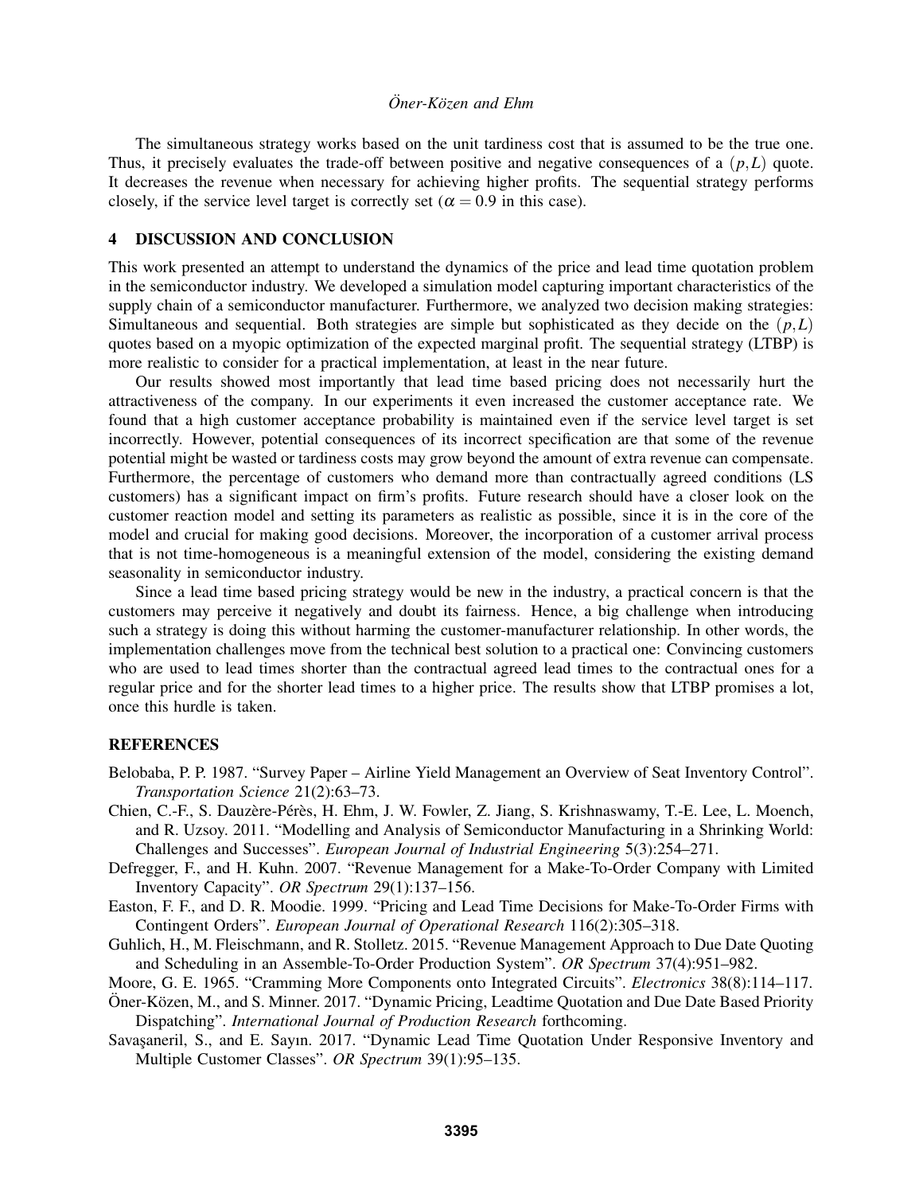The simultaneous strategy works based on the unit tardiness cost that is assumed to be the true one. Thus, it precisely evaluates the trade-off between positive and negative consequences of a $(p,L)$ quote. It decreases the revenue when necessary for achieving higher profits. The sequential strategy performs closely, if the service level target is correctly set ($\alpha = 0.9$ in this case).

## 4 DISCUSSION AND CONCLUSION

This work presented an attempt to understand the dynamics of the price and lead time quotation problem in the semiconductor industry. We developed a simulation model capturing important characteristics of the supply chain of a semiconductor manufacturer. Furthermore, we analyzed two decision making strategies: Simultaneous and sequential. Both strategies are simple but sophisticated as they decide on the $(p,L)$ quotes based on a myopic optimization of the expected marginal profit. The sequential strategy (LTBP) is more realistic to consider for a practical implementation, at least in the near future.

Our results showed most importantly that lead time based pricing does not necessarily hurt the attractiveness of the company. In our experiments it even increased the customer acceptance rate. We found that a high customer acceptance probability is maintained even if the service level target is set incorrectly. However, potential consequences of its incorrect specification are that some of the revenue potential might be wasted or tardiness costs may grow beyond the amount of extra revenue can compensate. Furthermore, the percentage of customers who demand more than contractually agreed conditions (LS customers) has a significant impact on firm's profits. Future research should have a closer look on the customer reaction model and setting its parameters as realistic as possible, since it is in the core of the model and crucial for making good decisions. Moreover, the incorporation of a customer arrival process that is not time-homogeneous is a meaningful extension of the model, considering the existing demand seasonality in semiconductor industry.

Since a lead time based pricing strategy would be new in the industry, a practical concern is that the customers may perceive it negatively and doubt its fairness. Hence, a big challenge when introducing such a strategy is doing this without harming the customer-manufacturer relationship. In other words, the implementation challenges move from the technical best solution to a practical one: Convincing customers who are used to lead times shorter than the contractual agreed lead times to the contractual ones for a regular price and for the shorter lead times to a higher price. The results show that LTBP promises a lot, once this hurdle is taken.

## REFERENCES

Belobaba, P. P. 1987. "Survey Paper – Airline Yield Management an Overview of Seat Inventory Control". *Transportation Science* 21(2):63–73.

Chien, C.-F., S. Dauzère-Pérès, H. Ehm, J. W. Fowler, Z. Jiang, S. Krishnaswamy, T.-E. Lee, L. Moench, and R. Uzsoy. 2011. "Modelling and Analysis of Semiconductor Manufacturing in a Shrinking World: Challenges and Successes". *European Journal of Industrial Engineering* 5(3):254–271.

Defregger, F., and H. Kuhn. 2007. "Revenue Management for a Make-To-Order Company with Limited Inventory Capacity". *OR Spectrum* 29(1):137–156.

Easton, F. F., and D. R. Moodie. 1999. "Pricing and Lead Time Decisions for Make-To-Order Firms with Contingent Orders". *European Journal of Operational Research* 116(2):305–318.

Guhlich, H., M. Fleischmann, and R. Stolletz. 2015. "Revenue Management Approach to Due Date Quoting and Scheduling in an Assemble-To-Order Production System". *OR Spectrum* 37(4):951–982.

Moore, G. E. 1965. "Cramming More Components onto Integrated Circuits". *Electronics* 38(8):114–117.

Öner-Közen, M., and S. Minner. 2017. "Dynamic Pricing, Leadtime Quotation and Due Date Based Priority Dispatching". *International Journal of Production Research* forthcoming.

Savaşaneril, S., and E. Sayın. 2017. "Dynamic Lead Time Quotation Under Responsive Inventory and Multiple Customer Classes". *OR Spectrum* 39(1):95–135.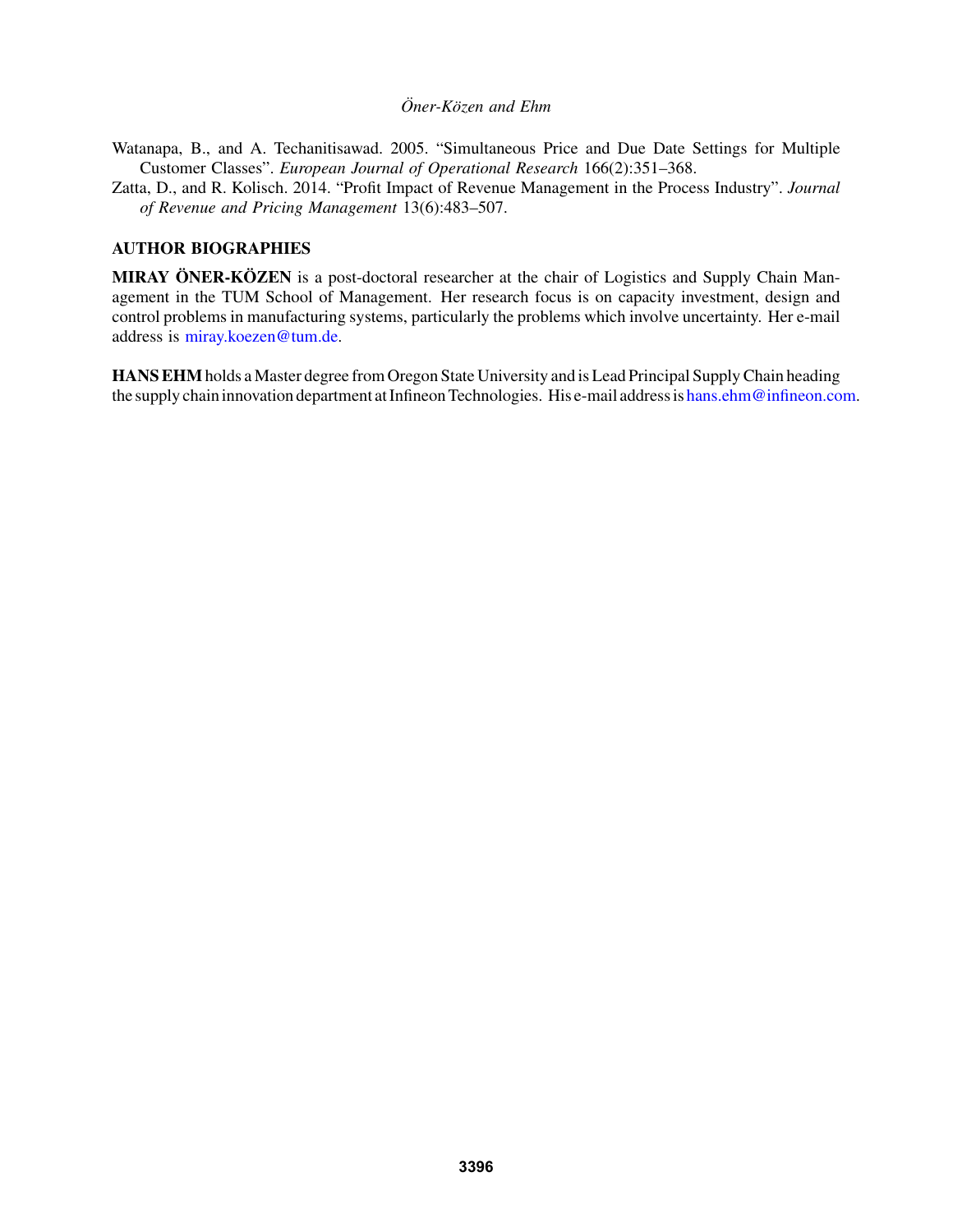Watanapa, B., and A. Techanitisawad. 2005. "Simultaneous Price and Due Date Settings for Multiple Customer Classes". *European Journal of Operational Research* 166(2):351–368.

Zatta, D., and R. Kolisch. 2014. "Profit Impact of Revenue Management in the Process Industry". *Journal of Revenue and Pricing Management* 13(6):483–507.

## AUTHOR BIOGRAPHIES

**MIRAY ÖNER-KÖZEN** is a post-doctoral researcher at the chair of Logistics and Supply Chain Management in the TUM School of Management. Her research focus is on capacity investment, design and control problems in manufacturing systems, particularly the problems which involve uncertainty. Her e-mail address is miray.koezen@tum.de.

**HANS EHM** holds a Master degree from Oregon State University and is Lead Principal Supply Chain heading the supply chain innovation department at Infineon Technologies. His e-mail address is hans.ehm@infineon.com.